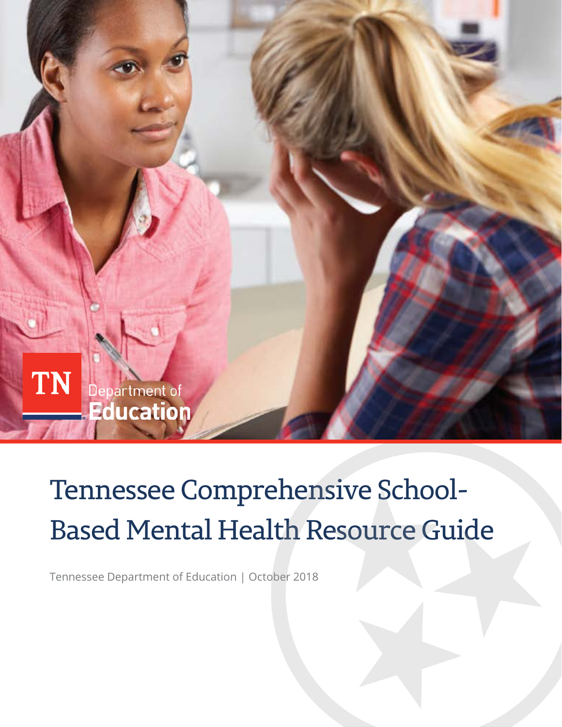TN Department of Education

# Tennessee Comprehensive School-Based Mental Health Resource Guide

Tennessee Department of Education | October 2018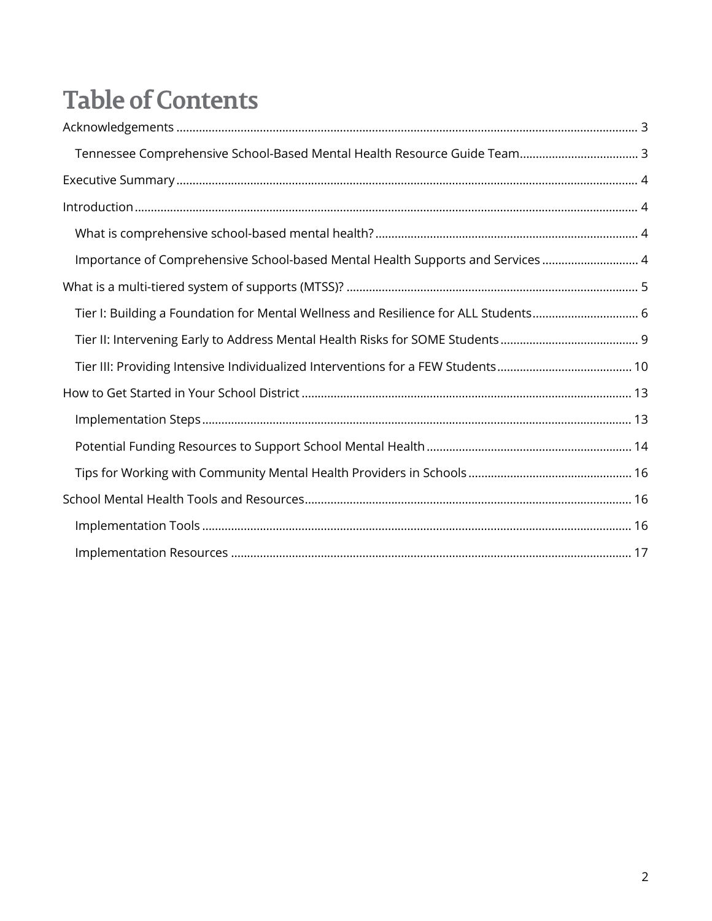# Table of Contents

- Acknowledgements ..... 3
  - Tennessee Comprehensive School-Based Mental Health Resource Guide Team ..... 3
- Executive Summary ..... 4
- Introduction ..... 4
  - What is comprehensive school-based mental health? ..... 4
  - Importance of Comprehensive School-based Mental Health Supports and Services ..... 4
- What is a multi-tiered system of supports (MTSS)? ..... 5
  - Tier I: Building a Foundation for Mental Wellness and Resilience for ALL Students ..... 6
  - Tier II: Intervening Early to Address Mental Health Risks for SOME Students ..... 9
  - Tier III: Providing Intensive Individualized Interventions for a FEW Students ..... 10
- How to Get Started in Your School District ..... 13
  - Implementation Steps ..... 13
  - Potential Funding Resources to Support School Mental Health ..... 14
  - Tips for Working with Community Mental Health Providers in Schools ..... 16
- School Mental Health Tools and Resources ..... 16
  - Implementation Tools ..... 16
  - Implementation Resources ..... 17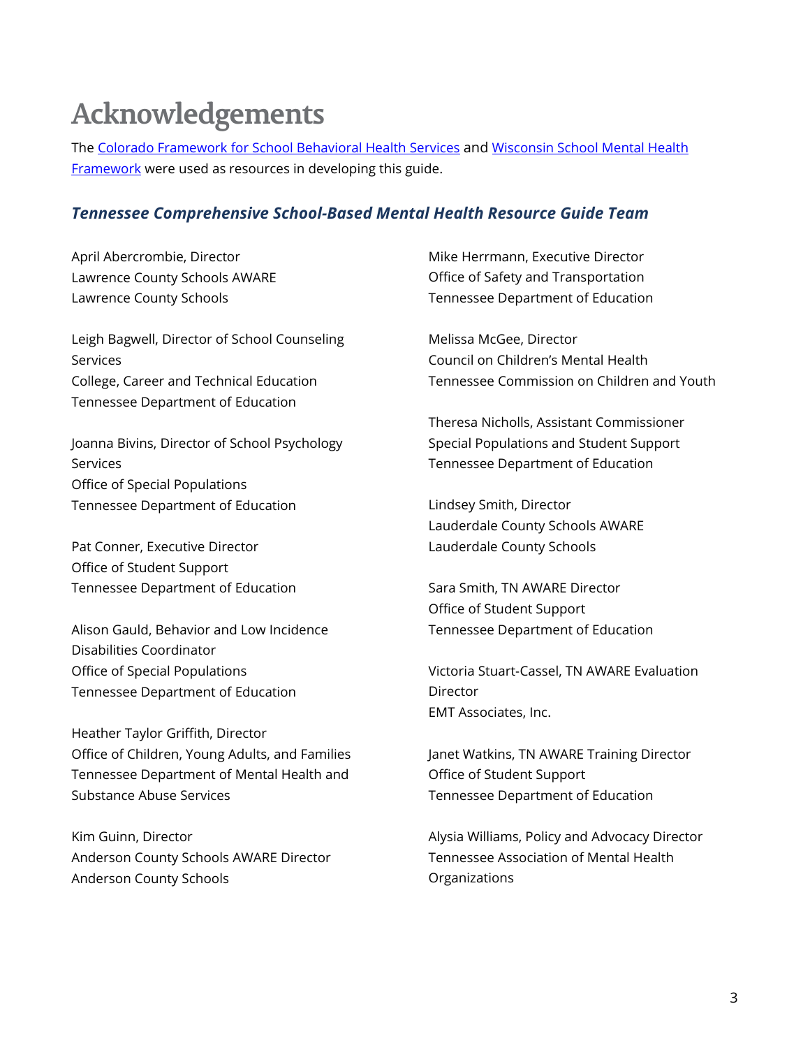# Acknowledgements

The [Colorado Framework for School Behavioral Health Services](#) and [Wisconsin School Mental Health Framework](#) were used as resources in developing this guide.

### *Tennessee Comprehensive School-Based Mental Health Resource Guide Team*

April Abercrombie, Director
Lawrence County Schools AWARE
Lawrence County Schools

Leigh Bagwell, Director of School Counseling Services
College, Career and Technical Education
Tennessee Department of Education

Joanna Bivins, Director of School Psychology Services
Office of Special Populations
Tennessee Department of Education

Pat Conner, Executive Director
Office of Student Support
Tennessee Department of Education

Alison Gauld, Behavior and Low Incidence Disabilities Coordinator
Office of Special Populations
Tennessee Department of Education

Heather Taylor Griffith, Director
Office of Children, Young Adults, and Families
Tennessee Department of Mental Health and Substance Abuse Services

Kim Guinn, Director
Anderson County Schools AWARE Director
Anderson County Schools

Mike Herrmann, Executive Director
Office of Safety and Transportation
Tennessee Department of Education

Melissa McGee, Director
Council on Children's Mental Health
Tennessee Commission on Children and Youth

Theresa Nicholls, Assistant Commissioner
Special Populations and Student Support
Tennessee Department of Education

Lindsey Smith, Director
Lauderdale County Schools AWARE
Lauderdale County Schools

Sara Smith, TN AWARE Director
Office of Student Support
Tennessee Department of Education

Victoria Stuart-Cassel, TN AWARE Evaluation Director
EMT Associates, Inc.

Janet Watkins, TN AWARE Training Director
Office of Student Support
Tennessee Department of Education

Alysia Williams, Policy and Advocacy Director
Tennessee Association of Mental Health Organizations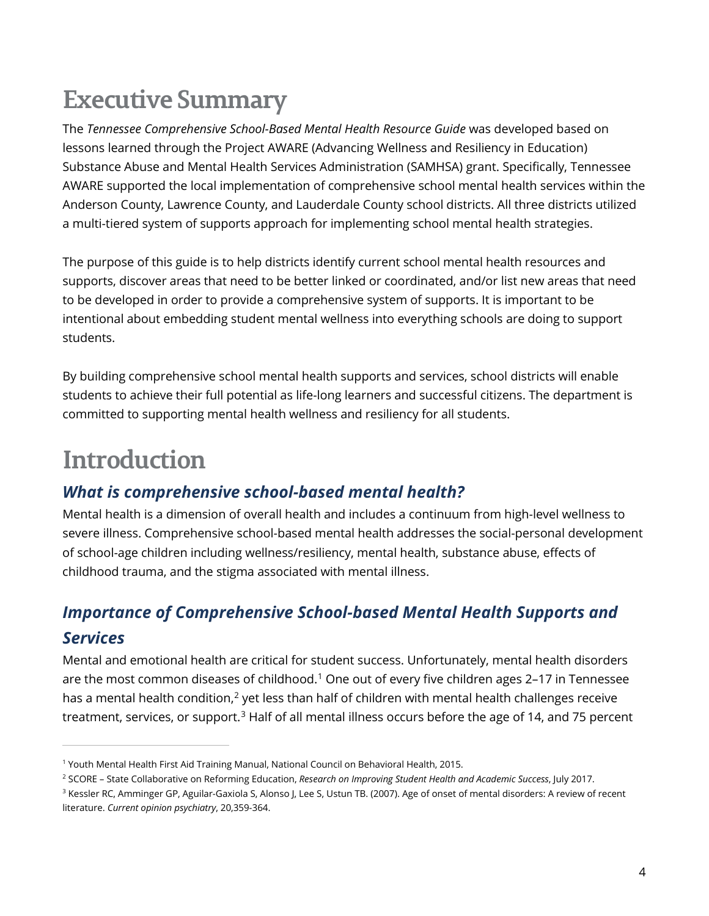# Executive Summary

The *Tennessee Comprehensive School-Based Mental Health Resource Guide* was developed based on lessons learned through the Project AWARE (Advancing Wellness and Resiliency in Education) Substance Abuse and Mental Health Services Administration (SAMHSA) grant. Specifically, Tennessee AWARE supported the local implementation of comprehensive school mental health services within the Anderson County, Lawrence County, and Lauderdale County school districts. All three districts utilized a multi-tiered system of supports approach for implementing school mental health strategies.

The purpose of this guide is to help districts identify current school mental health resources and supports, discover areas that need to be better linked or coordinated, and/or list new areas that need to be developed in order to provide a comprehensive system of supports. It is important to be intentional about embedding student mental wellness into everything schools are doing to support students.

By building comprehensive school mental health supports and services, school districts will enable students to achieve their full potential as life-long learners and successful citizens. The department is committed to supporting mental health wellness and resiliency for all students.

# Introduction

## *What is comprehensive school-based mental health?*

Mental health is a dimension of overall health and includes a continuum from high-level wellness to severe illness. Comprehensive school-based mental health addresses the social-personal development of school-age children including wellness/resiliency, mental health, substance abuse, effects of childhood trauma, and the stigma associated with mental illness.

## *Importance of Comprehensive School-based Mental Health Supports and Services*

Mental and emotional health are critical for student success. Unfortunately, mental health disorders are the most common diseases of childhood.[1] One out of every five children ages 2–17 in Tennessee has a mental health condition,[2] yet less than half of children with mental health challenges receive treatment, services, or support.[3] Half of all mental illness occurs before the age of 14, and 75 percent

---

[1] Youth Mental Health First Aid Training Manual, National Council on Behavioral Health, 2015.

[2] SCORE – State Collaborative on Reforming Education, *Research on Improving Student Health and Academic Success*, July 2017.

[3] Kessler RC, Amminger GP, Aguilar-Gaxiola S, Alonso J, Lee S, Ustun TB. (2007). Age of onset of mental disorders: A review of recent literature. *Current opinion psychiatry*, 20,359-364.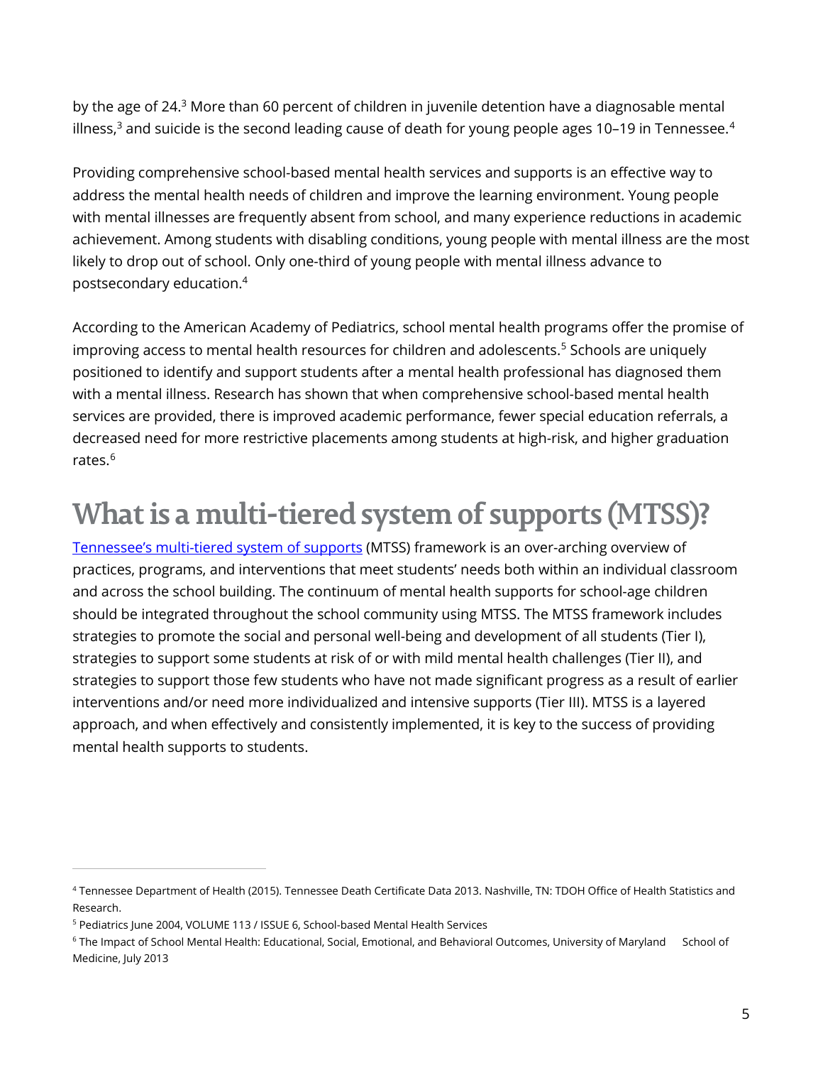by the age of 24.[3] More than 60 percent of children in juvenile detention have a diagnosable mental illness,[3] and suicide is the second leading cause of death for young people ages 10–19 in Tennessee.[4]

Providing comprehensive school-based mental health services and supports is an effective way to address the mental health needs of children and improve the learning environment. Young people with mental illnesses are frequently absent from school, and many experience reductions in academic achievement. Among students with disabling conditions, young people with mental illness are the most likely to drop out of school. Only one-third of young people with mental illness advance to postsecondary education.[4]

According to the American Academy of Pediatrics, school mental health programs offer the promise of improving access to mental health resources for children and adolescents.[5] Schools are uniquely positioned to identify and support students after a mental health professional has diagnosed them with a mental illness. Research has shown that when comprehensive school-based mental health services are provided, there is improved academic performance, fewer special education referrals, a decreased need for more restrictive placements among students at high-risk, and higher graduation rates.[6]

# What is a multi-tiered system of supports (MTSS)?

[Tennessee's multi-tiered system of supports] (MTSS) framework is an over-arching overview of practices, programs, and interventions that meet students' needs both within an individual classroom and across the school building. The continuum of mental health supports for school-age children should be integrated throughout the school community using MTSS. The MTSS framework includes strategies to promote the social and personal well-being and development of all students (Tier I), strategies to support some students at risk of or with mild mental health challenges (Tier II), and strategies to support those few students who have not made significant progress as a result of earlier interventions and/or need more individualized and intensive supports (Tier III). MTSS is a layered approach, and when effectively and consistently implemented, it is key to the success of providing mental health supports to students.

---

[4] Tennessee Department of Health (2015). Tennessee Death Certificate Data 2013. Nashville, TN: TDOH Office of Health Statistics and Research.

[5] Pediatrics June 2004, VOLUME 113 / ISSUE 6, School-based Mental Health Services

[6] The Impact of School Mental Health: Educational, Social, Emotional, and Behavioral Outcomes, University of Maryland School of Medicine, July 2013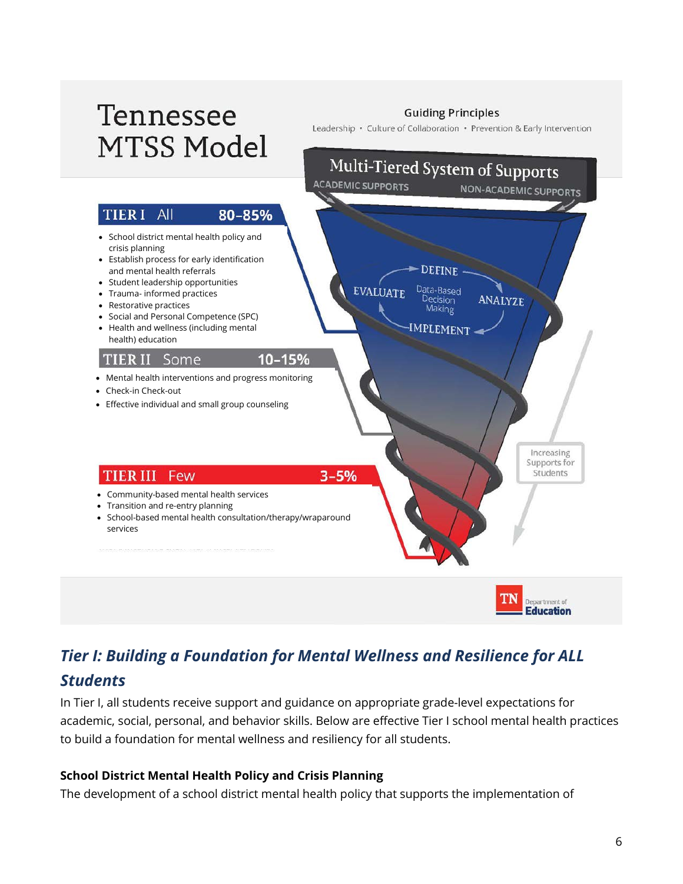# Tennessee MTSS Model

**Guiding Principles**

Leadership • Culture of Collaboration • Prevention & Early Intervention

**Multi-Tiered System of Supports**

ACADEMIC SUPPORTS — NON-ACADEMIC SUPPORTS

Data-Based Decision Making: DEFINE → ANALYZE → IMPLEMENT → EVALUATE

Increasing Supports for Students

**TIER I All 80–85%**

- School district mental health policy and crisis planning
- Establish process for early identification and mental health referrals
- Student leadership opportunities
- Trauma- informed practices
- Restorative practices
- Social and Personal Competence (SPC)
- Health and wellness (including mental health) education

**TIER II Some 10–15%**

- Mental health interventions and progress monitoring
- Check-in Check-out
- Effective individual and small group counseling

**TIER III Few 3–5%**

- Community-based mental health services
- Transition and re-entry planning
- School-based mental health consultation/therapy/wraparound services

TN Department of Education

## *Tier I: Building a Foundation for Mental Wellness and Resilience for ALL Students*

In Tier I, all students receive support and guidance on appropriate grade-level expectations for academic, social, personal, and behavior skills. Below are effective Tier I school mental health practices to build a foundation for mental wellness and resiliency for all students.

### School District Mental Health Policy and Crisis Planning

The development of a school district mental health policy that supports the implementation of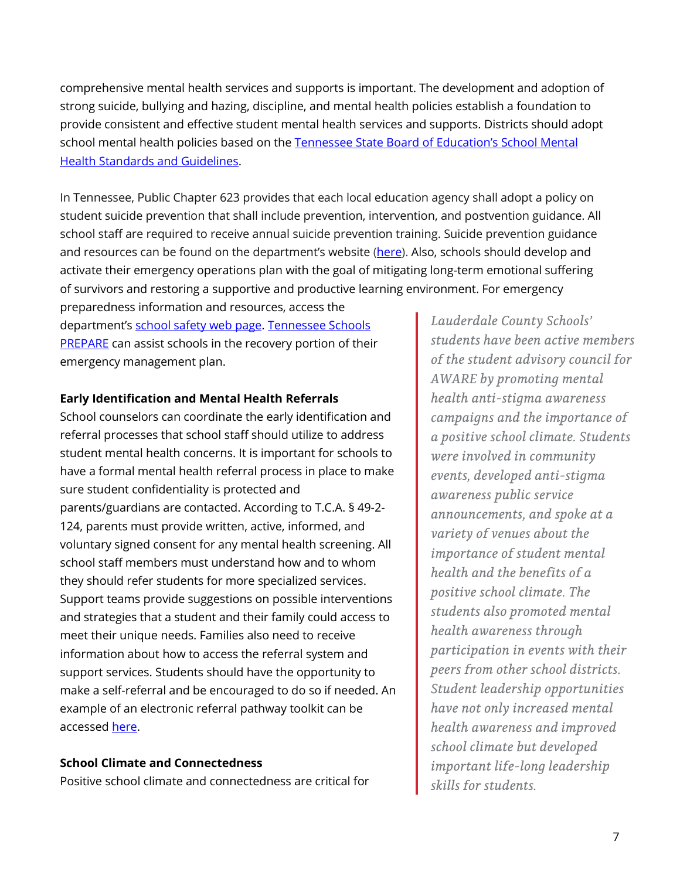comprehensive mental health services and supports is important. The development and adoption of strong suicide, bullying and hazing, discipline, and mental health policies establish a foundation to provide consistent and effective student mental health services and supports. Districts should adopt school mental health policies based on the [Tennessee State Board of Education's School Mental Health Standards and Guidelines](#).

In Tennessee, Public Chapter 623 provides that each local education agency shall adopt a policy on student suicide prevention that shall include prevention, intervention, and postvention guidance. All school staff are required to receive annual suicide prevention training. Suicide prevention guidance and resources can be found on the department's website ([here](#)). Also, schools should develop and activate their emergency operations plan with the goal of mitigating long-term emotional suffering of survivors and restoring a supportive and productive learning environment. For emergency preparedness information and resources, access the department's [school safety web page](#). [Tennessee Schools PREPARE](#) can assist schools in the recovery portion of their emergency management plan.

**Early Identification and Mental Health Referrals**

School counselors can coordinate the early identification and referral processes that school staff should utilize to address student mental health concerns. It is important for schools to have a formal mental health referral process in place to make sure student confidentiality is protected and parents/guardians are contacted. According to T.C.A. § 49-2-124, parents must provide written, active, informed, and voluntary signed consent for any mental health screening. All school staff members must understand how and to whom they should refer students for more specialized services. Support teams provide suggestions on possible interventions and strategies that a student and their family could access to meet their unique needs. Families also need to receive information about how to access the referral system and support services. Students should have the opportunity to make a self-referral and be encouraged to do so if needed. An example of an electronic referral pathway toolkit can be accessed [here](#).

**School Climate and Connectedness**

Positive school climate and connectedness are critical for

> *Lauderdale County Schools' students have been active members of the student advisory council for AWARE by promoting mental health anti-stigma awareness campaigns and the importance of a positive school climate. Students were involved in community events, developed anti-stigma awareness public service announcements, and spoke at a variety of venues about the importance of student mental health and the benefits of a positive school climate. The students also promoted mental health awareness through participation in events with their peers from other school districts. Student leadership opportunities have not only increased mental health awareness and improved school climate but developed important life-long leadership skills for students.*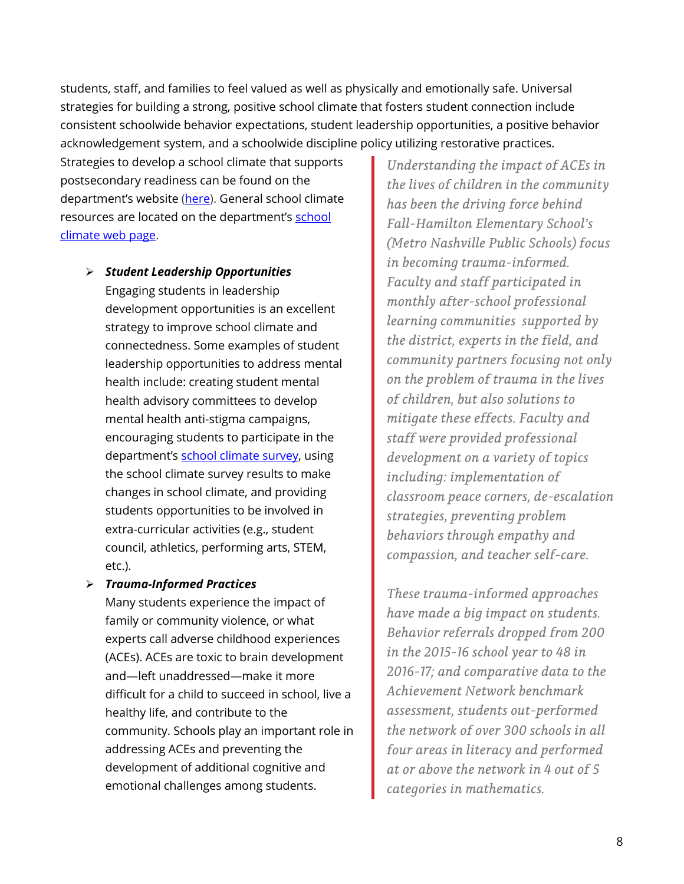students, staff, and families to feel valued as well as physically and emotionally safe. Universal strategies for building a strong, positive school climate that fosters student connection include consistent schoolwide behavior expectations, student leadership opportunities, a positive behavior acknowledgement system, and a schoolwide discipline policy utilizing restorative practices.

Strategies to develop a school climate that supports postsecondary readiness can be found on the department's website ([here](#)). General school climate resources are located on the department's [school climate web page](#).

- ***Student Leadership Opportunities***
  Engaging students in leadership development opportunities is an excellent strategy to improve school climate and connectedness. Some examples of student leadership opportunities to address mental health include: creating student mental health advisory committees to develop mental health anti-stigma campaigns, encouraging students to participate in the department's [school climate survey](#), using the school climate survey results to make changes in school climate, and providing students opportunities to be involved in extra-curricular activities (e.g., student council, athletics, performing arts, STEM, etc.).
- ***Trauma-Informed Practices***
  Many students experience the impact of family or community violence, or what experts call adverse childhood experiences (ACEs). ACEs are toxic to brain development and—left unaddressed—make it more difficult for a child to succeed in school, live a healthy life, and contribute to the community. Schools play an important role in addressing ACEs and preventing the development of additional cognitive and emotional challenges among students.

> *Understanding the impact of ACEs in the lives of children in the community has been the driving force behind Fall-Hamilton Elementary School's (Metro Nashville Public Schools) focus in becoming trauma-informed. Faculty and staff participated in monthly after-school professional learning communities supported by the district, experts in the field, and community partners focusing not only on the problem of trauma in the lives of children, but also solutions to mitigate these effects. Faculty and staff were provided professional development on a variety of topics including: implementation of classroom peace corners, de-escalation strategies, preventing problem behaviors through empathy and compassion, and teacher self-care.*
>
> *These trauma-informed approaches have made a big impact on students. Behavior referrals dropped from 200 in the 2015-16 school year to 48 in 2016-17; and comparative data to the Achievement Network benchmark assessment, students out-performed the network of over 300 schools in all four areas in literacy and performed at or above the network in 4 out of 5 categories in mathematics.*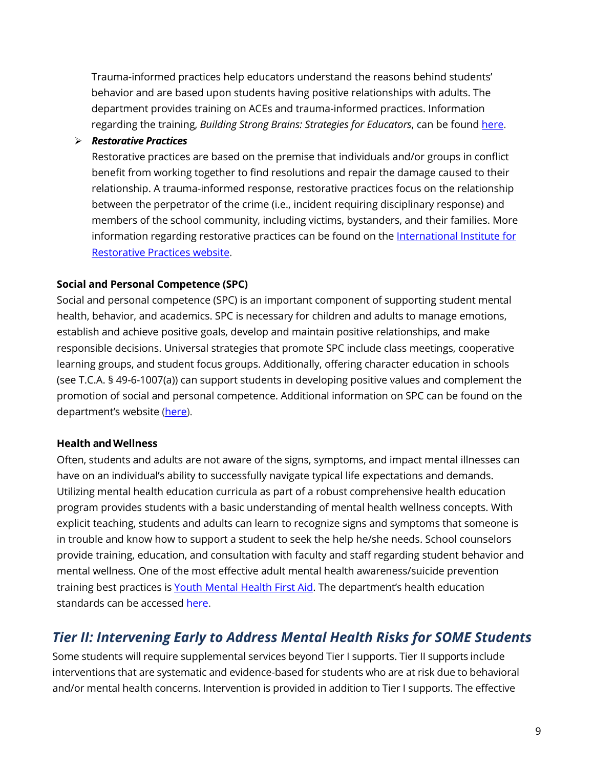Trauma-informed practices help educators understand the reasons behind students' behavior and are based upon students having positive relationships with adults. The department provides training on ACEs and trauma-informed practices. Information regarding the training, *Building Strong Brains: Strategies for Educators*, can be found here.

- ***Restorative Practices***

  Restorative practices are based on the premise that individuals and/or groups in conflict benefit from working together to find resolutions and repair the damage caused to their relationship. A trauma-informed response, restorative practices focus on the relationship between the perpetrator of the crime (i.e., incident requiring disciplinary response) and members of the school community, including victims, bystanders, and their families. More information regarding restorative practices can be found on the International Institute for Restorative Practices website.

**Social and Personal Competence (SPC)**

Social and personal competence (SPC) is an important component of supporting student mental health, behavior, and academics. SPC is necessary for children and adults to manage emotions, establish and achieve positive goals, develop and maintain positive relationships, and make responsible decisions. Universal strategies that promote SPC include class meetings, cooperative learning groups, and student focus groups. Additionally, offering character education in schools (see T.C.A. § 49-6-1007(a)) can support students in developing positive values and complement the promotion of social and personal competence. Additional information on SPC can be found on the department's website (here).

**Health and Wellness**

Often, students and adults are not aware of the signs, symptoms, and impact mental illnesses can have on an individual's ability to successfully navigate typical life expectations and demands. Utilizing mental health education curricula as part of a robust comprehensive health education program provides students with a basic understanding of mental health wellness concepts. With explicit teaching, students and adults can learn to recognize signs and symptoms that someone is in trouble and know how to support a student to seek the help he/she needs. School counselors provide training, education, and consultation with faculty and staff regarding student behavior and mental wellness. One of the most effective adult mental health awareness/suicide prevention training best practices is Youth Mental Health First Aid. The department's health education standards can be accessed here.

## *Tier II: Intervening Early to Address Mental Health Risks for SOME Students*

Some students will require supplemental services beyond Tier I supports. Tier II supports include interventions that are systematic and evidence-based for students who are at risk due to behavioral and/or mental health concerns. Intervention is provided in addition to Tier I supports. The effective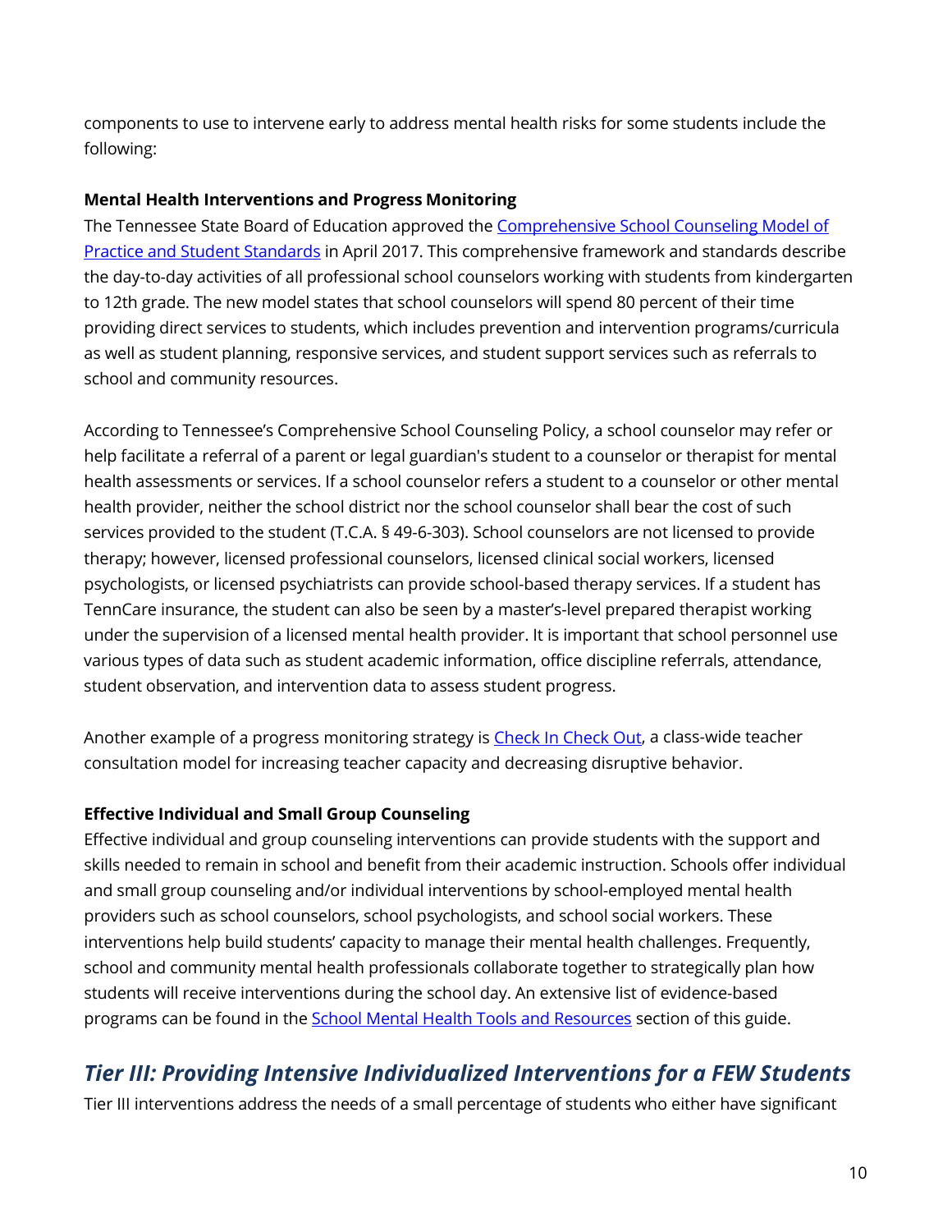components to use to intervene early to address mental health risks for some students include the following:

**Mental Health Interventions and Progress Monitoring**

The Tennessee State Board of Education approved the [Comprehensive School Counseling Model of Practice and Student Standards](#) in April 2017. This comprehensive framework and standards describe the day-to-day activities of all professional school counselors working with students from kindergarten to 12th grade. The new model states that school counselors will spend 80 percent of their time providing direct services to students, which includes prevention and intervention programs/curricula as well as student planning, responsive services, and student support services such as referrals to school and community resources.

According to Tennessee's Comprehensive School Counseling Policy, a school counselor may refer or help facilitate a referral of a parent or legal guardian's student to a counselor or therapist for mental health assessments or services. If a school counselor refers a student to a counselor or other mental health provider, neither the school district nor the school counselor shall bear the cost of such services provided to the student (T.C.A. § 49-6-303). School counselors are not licensed to provide therapy; however, licensed professional counselors, licensed clinical social workers, licensed psychologists, or licensed psychiatrists can provide school-based therapy services. If a student has TennCare insurance, the student can also be seen by a master's-level prepared therapist working under the supervision of a licensed mental health provider. It is important that school personnel use various types of data such as student academic information, office discipline referrals, attendance, student observation, and intervention data to assess student progress.

Another example of a progress monitoring strategy is [Check In Check Out](#), a class-wide teacher consultation model for increasing teacher capacity and decreasing disruptive behavior.

**Effective Individual and Small Group Counseling**

Effective individual and group counseling interventions can provide students with the support and skills needed to remain in school and benefit from their academic instruction. Schools offer individual and small group counseling and/or individual interventions by school-employed mental health providers such as school counselors, school psychologists, and school social workers. These interventions help build students' capacity to manage their mental health challenges. Frequently, school and community mental health professionals collaborate together to strategically plan how students will receive interventions during the school day. An extensive list of evidence-based programs can be found in the [School Mental Health Tools and Resources](#) section of this guide.

## *Tier III: Providing Intensive Individualized Interventions for a FEW Students*

Tier III interventions address the needs of a small percentage of students who either have significant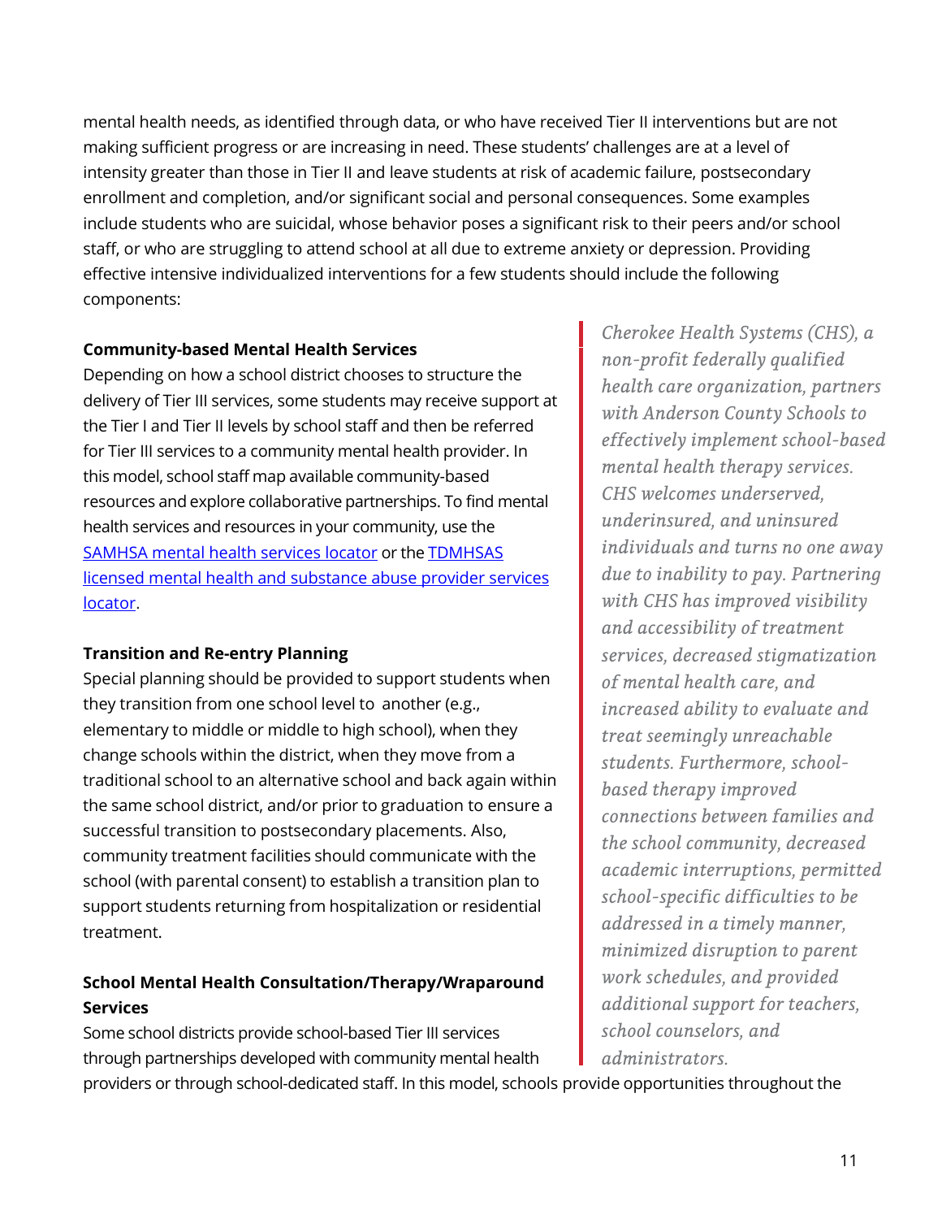mental health needs, as identified through data, or who have received Tier II interventions but are not making sufficient progress or are increasing in need. These students' challenges are at a level of intensity greater than those in Tier II and leave students at risk of academic failure, postsecondary enrollment and completion, and/or significant social and personal consequences. Some examples include students who are suicidal, whose behavior poses a significant risk to their peers and/or school staff, or who are struggling to attend school at all due to extreme anxiety or depression. Providing effective intensive individualized interventions for a few students should include the following components:

**Community-based Mental Health Services**

Depending on how a school district chooses to structure the delivery of Tier III services, some students may receive support at the Tier I and Tier II levels by school staff and then be referred for Tier III services to a community mental health provider. In this model, school staff map available community-based resources and explore collaborative partnerships. To find mental health services and resources in your community, use the [SAMHSA mental health services locator]() or the [TDMHSAS licensed mental health and substance abuse provider services locator]().

**Transition and Re-entry Planning**

Special planning should be provided to support students when they transition from one school level to another (e.g., elementary to middle or middle to high school), when they change schools within the district, when they move from a traditional school to an alternative school and back again within the same school district, and/or prior to graduation to ensure a successful transition to postsecondary placements. Also, community treatment facilities should communicate with the school (with parental consent) to establish a transition plan to support students returning from hospitalization or residential treatment.

**School Mental Health Consultation/Therapy/Wraparound Services**

Some school districts provide school-based Tier III services through partnerships developed with community mental health providers or through school-dedicated staff. In this model, schools provide opportunities throughout the

> *Cherokee Health Systems (CHS), a non-profit federally qualified health care organization, partners with Anderson County Schools to effectively implement school-based mental health therapy services. CHS welcomes underserved, underinsured, and uninsured individuals and turns no one away due to inability to pay. Partnering with CHS has improved visibility and accessibility of treatment services, decreased stigmatization of mental health care, and increased ability to evaluate and treat seemingly unreachable students. Furthermore, school-based therapy improved connections between families and the school community, decreased academic interruptions, permitted school-specific difficulties to be addressed in a timely manner, minimized disruption to parent work schedules, and provided additional support for teachers, school counselors, and administrators.*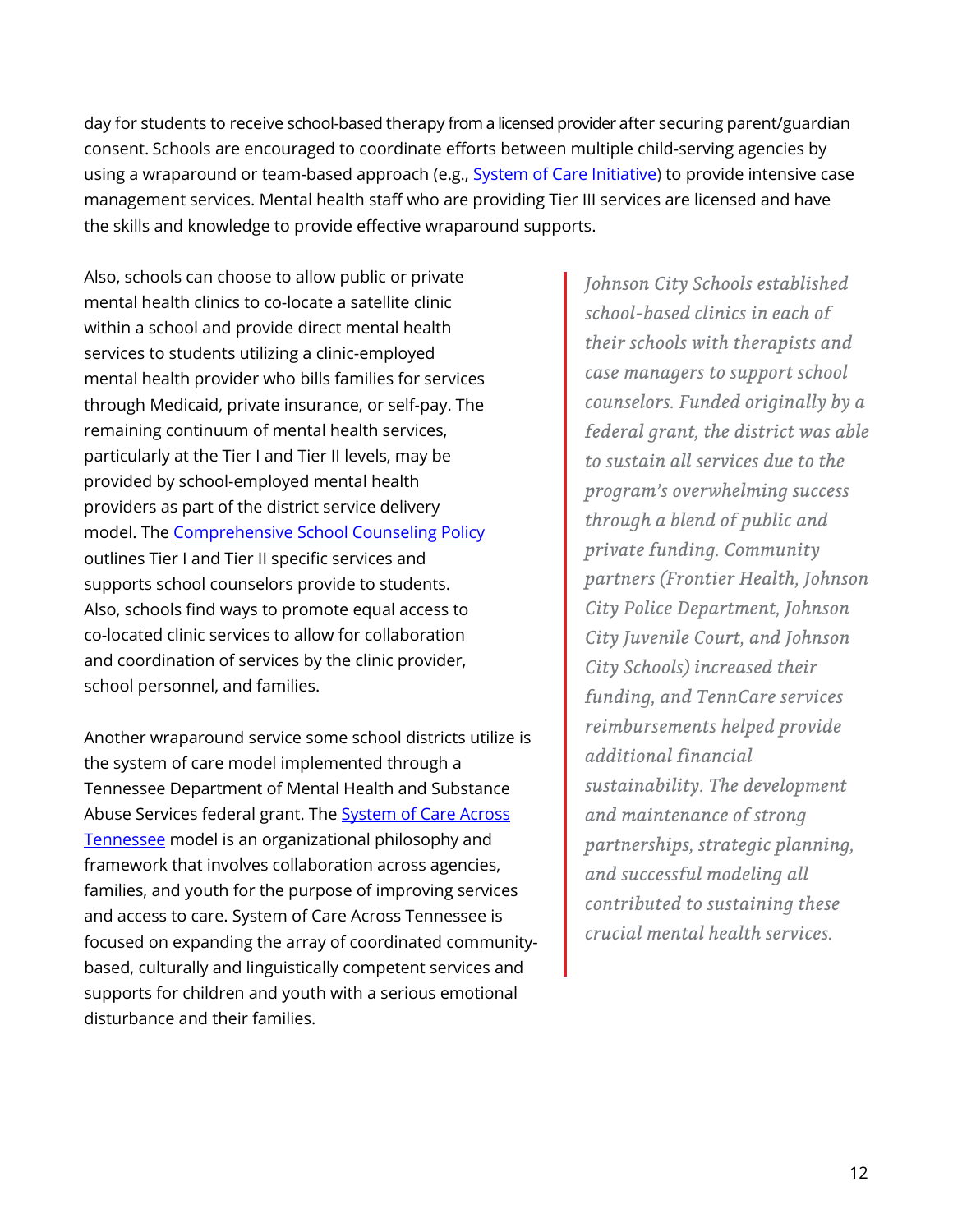day for students to receive school-based therapy from a licensed provider after securing parent/guardian consent. Schools are encouraged to coordinate efforts between multiple child-serving agencies by using a wraparound or team-based approach (e.g., System of Care Initiative) to provide intensive case management services. Mental health staff who are providing Tier III services are licensed and have the skills and knowledge to provide effective wraparound supports.

Also, schools can choose to allow public or private mental health clinics to co-locate a satellite clinic within a school and provide direct mental health services to students utilizing a clinic-employed mental health provider who bills families for services through Medicaid, private insurance, or self-pay. The remaining continuum of mental health services, particularly at the Tier I and Tier II levels, may be provided by school-employed mental health providers as part of the district service delivery model. The Comprehensive School Counseling Policy outlines Tier I and Tier II specific services and supports school counselors provide to students. Also, schools find ways to promote equal access to co-located clinic services to allow for collaboration and coordination of services by the clinic provider, school personnel, and families.

> *Johnson City Schools established school-based clinics in each of their schools with therapists and case managers to support school counselors. Funded originally by a federal grant, the district was able to sustain all services due to the program's overwhelming success through a blend of public and private funding. Community partners (Frontier Health, Johnson City Police Department, Johnson City Juvenile Court, and Johnson City Schools) increased their funding, and TennCare services reimbursements helped provide additional financial sustainability. The development and maintenance of strong partnerships, strategic planning, and successful modeling all contributed to sustaining these crucial mental health services.*

Another wraparound service some school districts utilize is the system of care model implemented through a Tennessee Department of Mental Health and Substance Abuse Services federal grant. The System of Care Across Tennessee model is an organizational philosophy and framework that involves collaboration across agencies, families, and youth for the purpose of improving services and access to care. System of Care Across Tennessee is focused on expanding the array of coordinated community-based, culturally and linguistically competent services and supports for children and youth with a serious emotional disturbance and their families.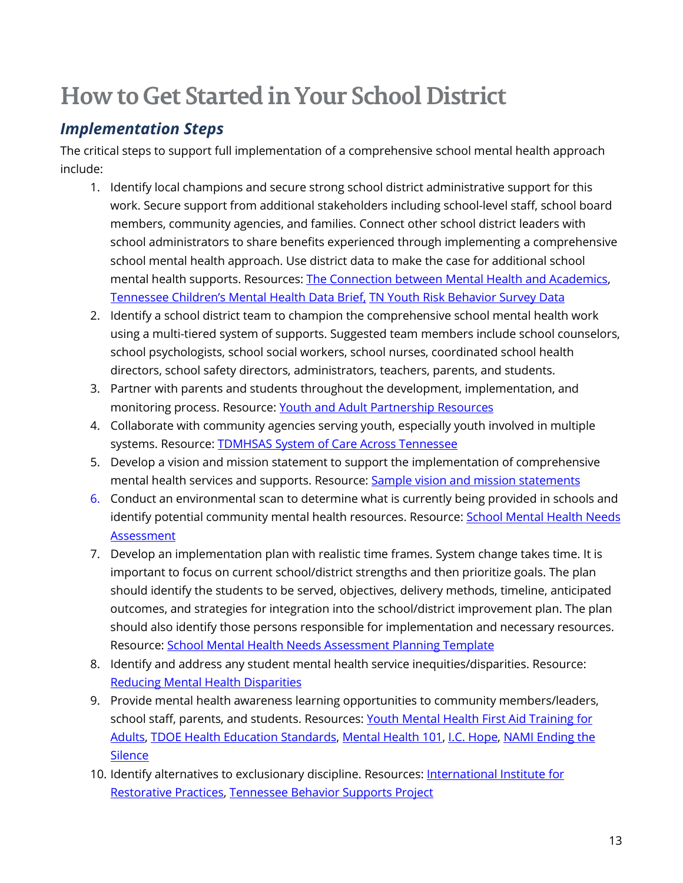# How to Get Started in Your School District

## *Implementation Steps*

The critical steps to support full implementation of a comprehensive school mental health approach include:

1. Identify local champions and secure strong school district administrative support for this work. Secure support from additional stakeholders including school-level staff, school board members, community agencies, and families. Connect other school district leaders with school administrators to share benefits experienced through implementing a comprehensive school mental health approach. Use district data to make the case for additional school mental health supports. Resources: The Connection between Mental Health and Academics, Tennessee Children's Mental Health Data Brief, TN Youth Risk Behavior Survey Data
2. Identify a school district team to champion the comprehensive school mental health work using a multi-tiered system of supports. Suggested team members include school counselors, school psychologists, school social workers, school nurses, coordinated school health directors, school safety directors, administrators, teachers, parents, and students.
3. Partner with parents and students throughout the development, implementation, and monitoring process. Resource: Youth and Adult Partnership Resources
4. Collaborate with community agencies serving youth, especially youth involved in multiple systems. Resource: TDMHSAS System of Care Across Tennessee
5. Develop a vision and mission statement to support the implementation of comprehensive mental health services and supports. Resource: Sample vision and mission statements
6. Conduct an environmental scan to determine what is currently being provided in schools and identify potential community mental health resources. Resource: School Mental Health Needs Assessment
7. Develop an implementation plan with realistic time frames. System change takes time. It is important to focus on current school/district strengths and then prioritize goals. The plan should identify the students to be served, objectives, delivery methods, timeline, anticipated outcomes, and strategies for integration into the school/district improvement plan. The plan should also identify those persons responsible for implementation and necessary resources. Resource: School Mental Health Needs Assessment Planning Template
8. Identify and address any student mental health service inequities/disparities. Resource: Reducing Mental Health Disparities
9. Provide mental health awareness learning opportunities to community members/leaders, school staff, parents, and students. Resources: Youth Mental Health First Aid Training for Adults, TDOE Health Education Standards, Mental Health 101, I.C. Hope, NAMI Ending the Silence
10. Identify alternatives to exclusionary discipline. Resources: International Institute for Restorative Practices, Tennessee Behavior Supports Project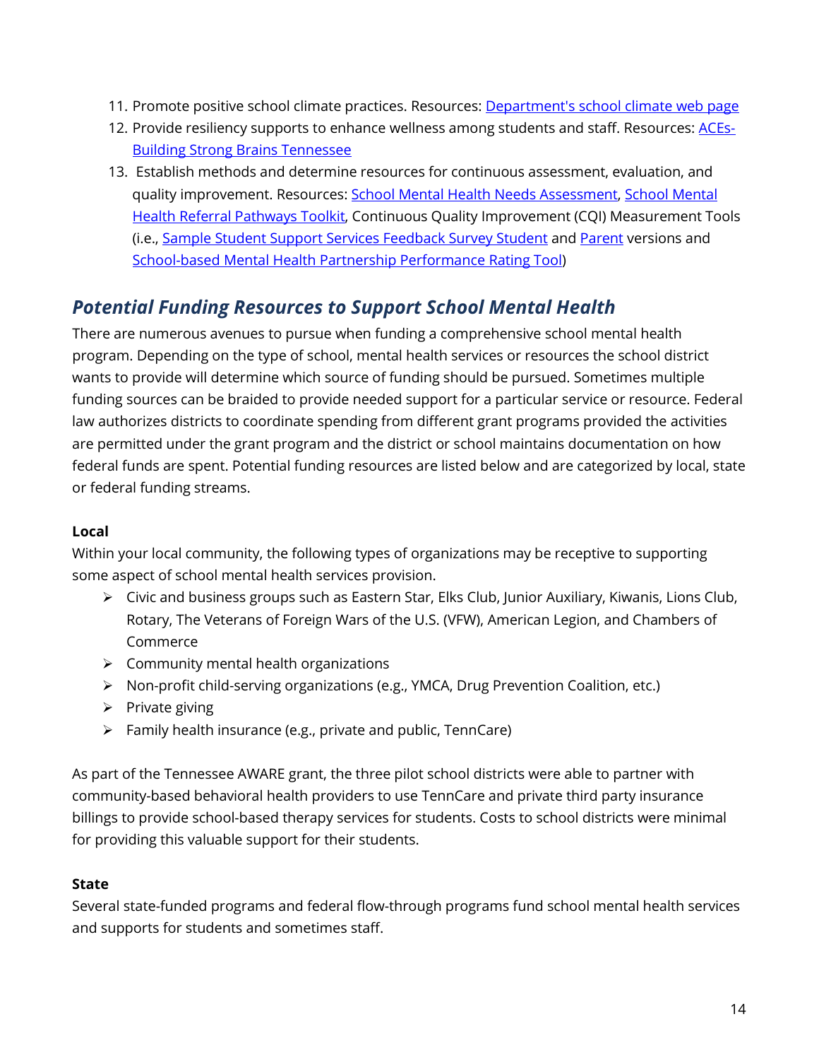11. Promote positive school climate practices. Resources: [Department's school climate web page]
12. Provide resiliency supports to enhance wellness among students and staff. Resources: [ACEs-Building Strong Brains Tennessee]
13. Establish methods and determine resources for continuous assessment, evaluation, and quality improvement. Resources: [School Mental Health Needs Assessment], [School Mental Health Referral Pathways Toolkit], Continuous Quality Improvement (CQI) Measurement Tools (i.e., [Sample Student Support Services Feedback Survey Student] and [Parent] versions and [School-based Mental Health Partnership Performance Rating Tool])

## *Potential Funding Resources to Support School Mental Health*

There are numerous avenues to pursue when funding a comprehensive school mental health program. Depending on the type of school, mental health services or resources the school district wants to provide will determine which source of funding should be pursued. Sometimes multiple funding sources can be braided to provide needed support for a particular service or resource. Federal law authorizes districts to coordinate spending from different grant programs provided the activities are permitted under the grant program and the district or school maintains documentation on how federal funds are spent. Potential funding resources are listed below and are categorized by local, state or federal funding streams.

**Local**

Within your local community, the following types of organizations may be receptive to supporting some aspect of school mental health services provision.

- Civic and business groups such as Eastern Star, Elks Club, Junior Auxiliary, Kiwanis, Lions Club, Rotary, The Veterans of Foreign Wars of the U.S. (VFW), American Legion, and Chambers of Commerce
- Community mental health organizations
- Non-profit child-serving organizations (e.g., YMCA, Drug Prevention Coalition, etc.)
- Private giving
- Family health insurance (e.g., private and public, TennCare)

As part of the Tennessee AWARE grant, the three pilot school districts were able to partner with community-based behavioral health providers to use TennCare and private third party insurance billings to provide school-based therapy services for students. Costs to school districts were minimal for providing this valuable support for their students.

**State**

Several state-funded programs and federal flow-through programs fund school mental health services and supports for students and sometimes staff.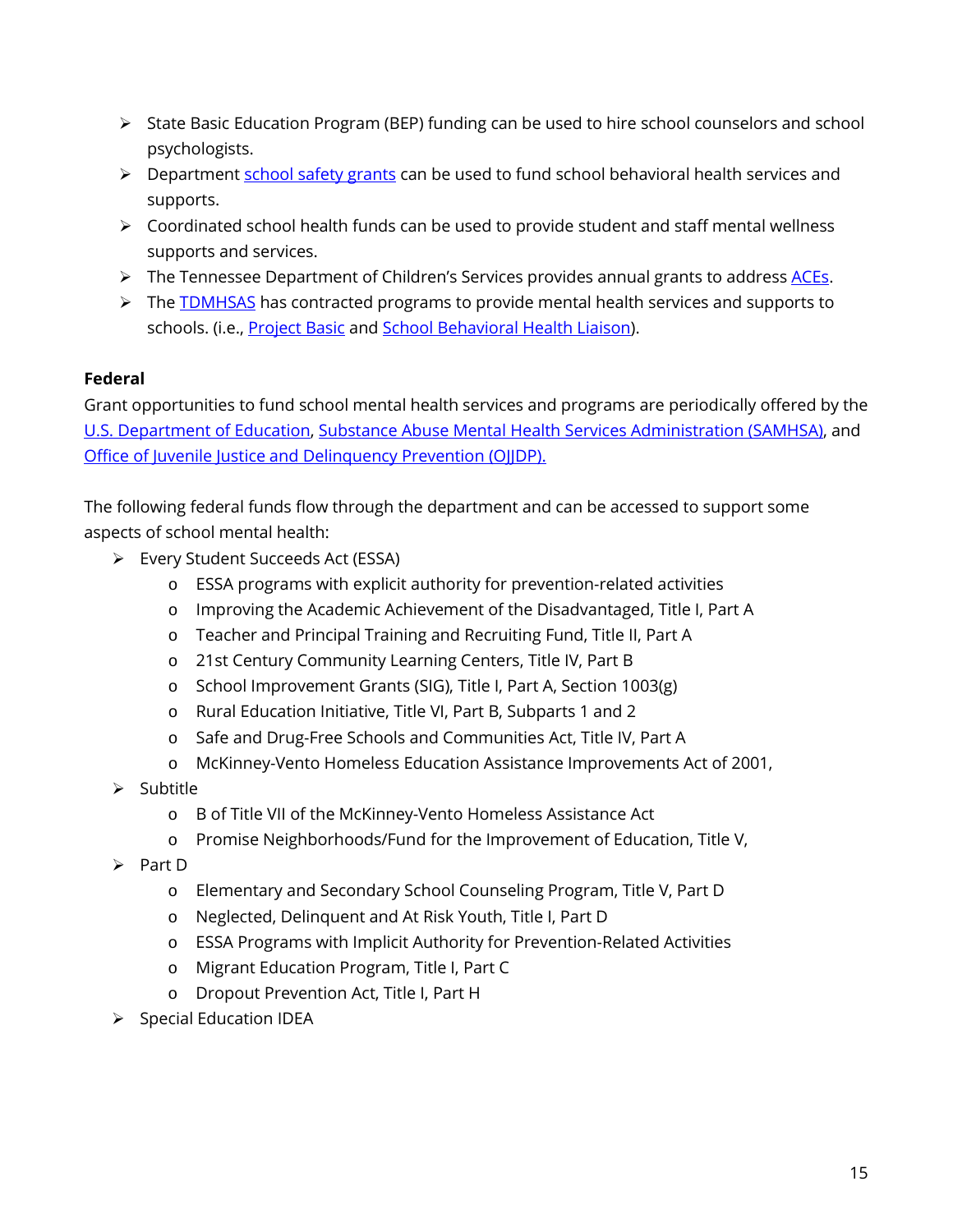- State Basic Education Program (BEP) funding can be used to hire school counselors and school psychologists.
- Department school safety grants can be used to fund school behavioral health services and supports.
- Coordinated school health funds can be used to provide student and staff mental wellness supports and services.
- The Tennessee Department of Children's Services provides annual grants to address ACEs.
- The TDMHSAS has contracted programs to provide mental health services and supports to schools. (i.e., Project Basic and School Behavioral Health Liaison).

**Federal**

Grant opportunities to fund school mental health services and programs are periodically offered by the U.S. Department of Education, Substance Abuse Mental Health Services Administration (SAMHSA), and Office of Juvenile Justice and Delinquency Prevention (OJJDP).

The following federal funds flow through the department and can be accessed to support some aspects of school mental health:

- Every Student Succeeds Act (ESSA)
  - ESSA programs with explicit authority for prevention-related activities
  - Improving the Academic Achievement of the Disadvantaged, Title I, Part A
  - Teacher and Principal Training and Recruiting Fund, Title II, Part A
  - 21st Century Community Learning Centers, Title IV, Part B
  - School Improvement Grants (SIG), Title I, Part A, Section 1003(g)
  - Rural Education Initiative, Title VI, Part B, Subparts 1 and 2
  - Safe and Drug-Free Schools and Communities Act, Title IV, Part A
  - McKinney-Vento Homeless Education Assistance Improvements Act of 2001,
- Subtitle
  - B of Title VII of the McKinney-Vento Homeless Assistance Act
  - Promise Neighborhoods/Fund for the Improvement of Education, Title V,
- Part D
  - Elementary and Secondary School Counseling Program, Title V, Part D
  - Neglected, Delinquent and At Risk Youth, Title I, Part D
  - ESSA Programs with Implicit Authority for Prevention-Related Activities
  - Migrant Education Program, Title I, Part C
  - Dropout Prevention Act, Title I, Part H
- Special Education IDEA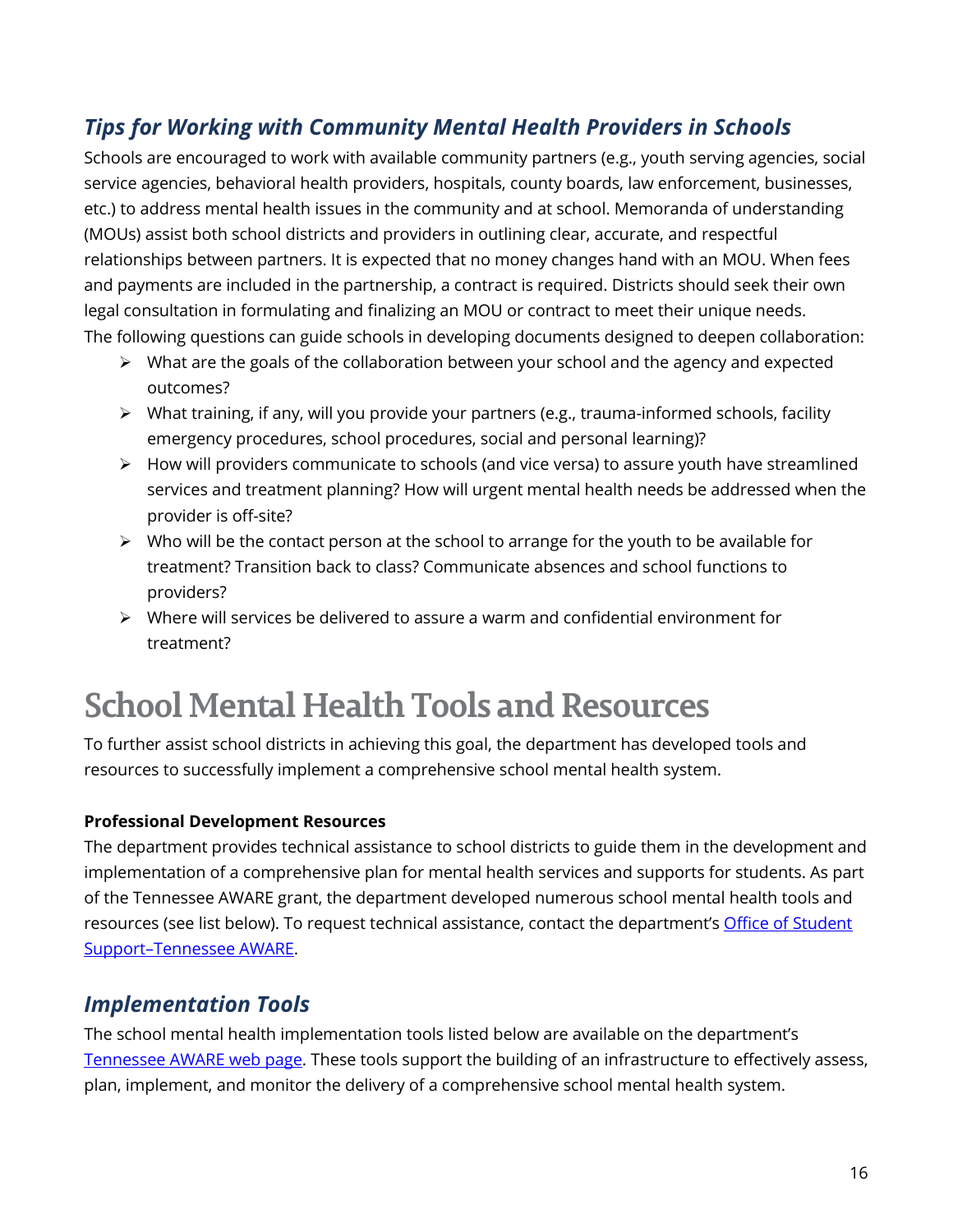### *Tips for Working with Community Mental Health Providers in Schools*

Schools are encouraged to work with available community partners (e.g., youth serving agencies, social service agencies, behavioral health providers, hospitals, county boards, law enforcement, businesses, etc.) to address mental health issues in the community and at school. Memoranda of understanding (MOUs) assist both school districts and providers in outlining clear, accurate, and respectful relationships between partners. It is expected that no money changes hand with an MOU. When fees and payments are included in the partnership, a contract is required. Districts should seek their own legal consultation in formulating and finalizing an MOU or contract to meet their unique needs. The following questions can guide schools in developing documents designed to deepen collaboration:

- What are the goals of the collaboration between your school and the agency and expected outcomes?
- What training, if any, will you provide your partners (e.g., trauma-informed schools, facility emergency procedures, school procedures, social and personal learning)?
- How will providers communicate to schools (and vice versa) to assure youth have streamlined services and treatment planning? How will urgent mental health needs be addressed when the provider is off-site?
- Who will be the contact person at the school to arrange for the youth to be available for treatment? Transition back to class? Communicate absences and school functions to providers?
- Where will services be delivered to assure a warm and confidential environment for treatment?

# School Mental Health Tools and Resources

To further assist school districts in achieving this goal, the department has developed tools and resources to successfully implement a comprehensive school mental health system.

**Professional Development Resources**

The department provides technical assistance to school districts to guide them in the development and implementation of a comprehensive plan for mental health services and supports for students. As part of the Tennessee AWARE grant, the department developed numerous school mental health tools and resources (see list below). To request technical assistance, contact the department's Office of Student Support–Tennessee AWARE.

### *Implementation Tools*

The school mental health implementation tools listed below are available on the department's Tennessee AWARE web page. These tools support the building of an infrastructure to effectively assess, plan, implement, and monitor the delivery of a comprehensive school mental health system.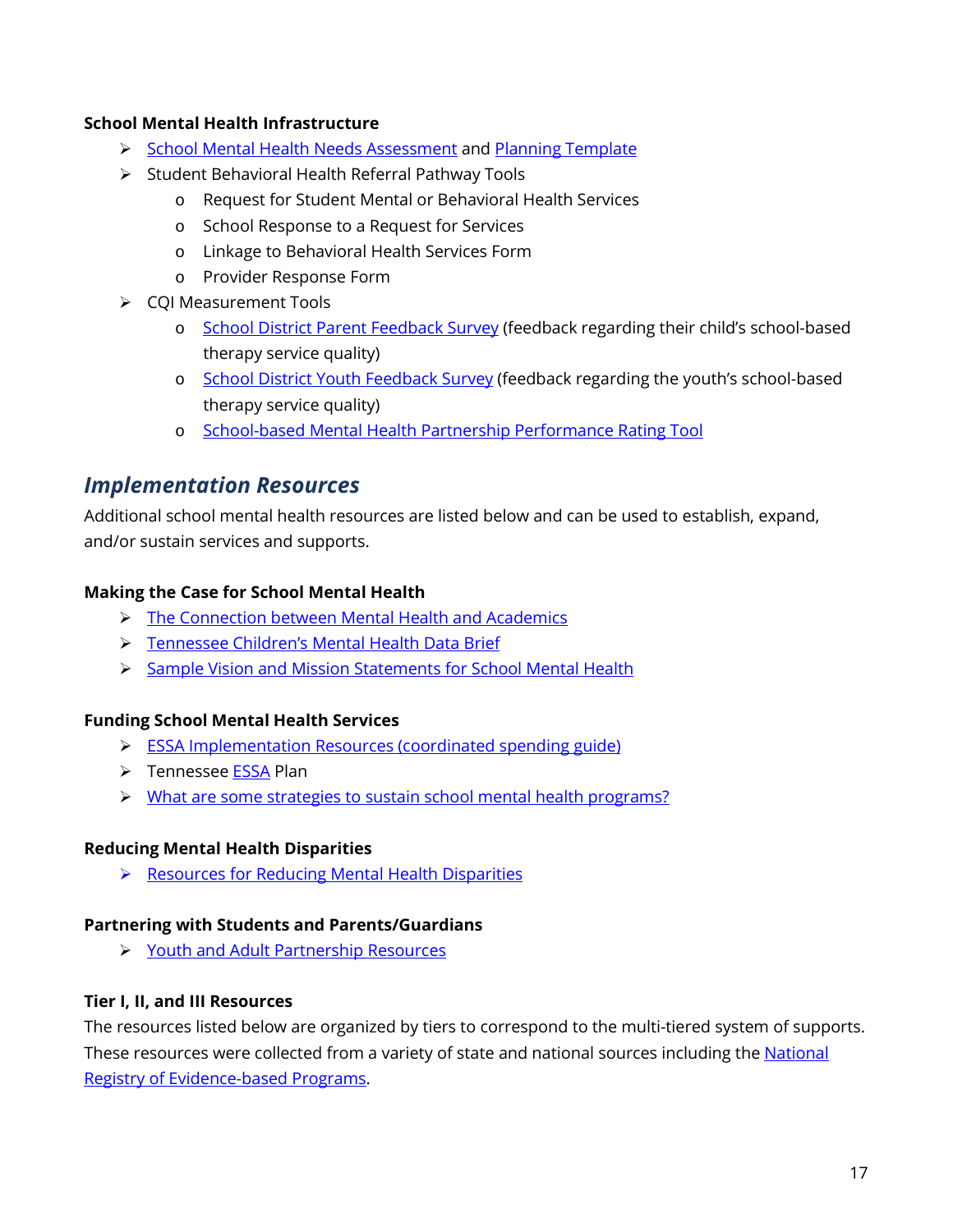**School Mental Health Infrastructure**

- School Mental Health Needs Assessment and Planning Template
- Student Behavioral Health Referral Pathway Tools
    - Request for Student Mental or Behavioral Health Services
    - School Response to a Request for Services
    - Linkage to Behavioral Health Services Form
    - Provider Response Form
- CQI Measurement Tools
    - School District Parent Feedback Survey (feedback regarding their child's school-based therapy service quality)
    - School District Youth Feedback Survey (feedback regarding the youth's school-based therapy service quality)
    - School-based Mental Health Partnership Performance Rating Tool

## *Implementation Resources*

Additional school mental health resources are listed below and can be used to establish, expand, and/or sustain services and supports.

**Making the Case for School Mental Health**

- The Connection between Mental Health and Academics
- Tennessee Children's Mental Health Data Brief
- Sample Vision and Mission Statements for School Mental Health

**Funding School Mental Health Services**

- ESSA Implementation Resources (coordinated spending guide)
- Tennessee ESSA Plan
- What are some strategies to sustain school mental health programs?

**Reducing Mental Health Disparities**

- Resources for Reducing Mental Health Disparities

**Partnering with Students and Parents/Guardians**

- Youth and Adult Partnership Resources

**Tier I, II, and III Resources**

The resources listed below are organized by tiers to correspond to the multi-tiered system of supports. These resources were collected from a variety of state and national sources including the National Registry of Evidence-based Programs.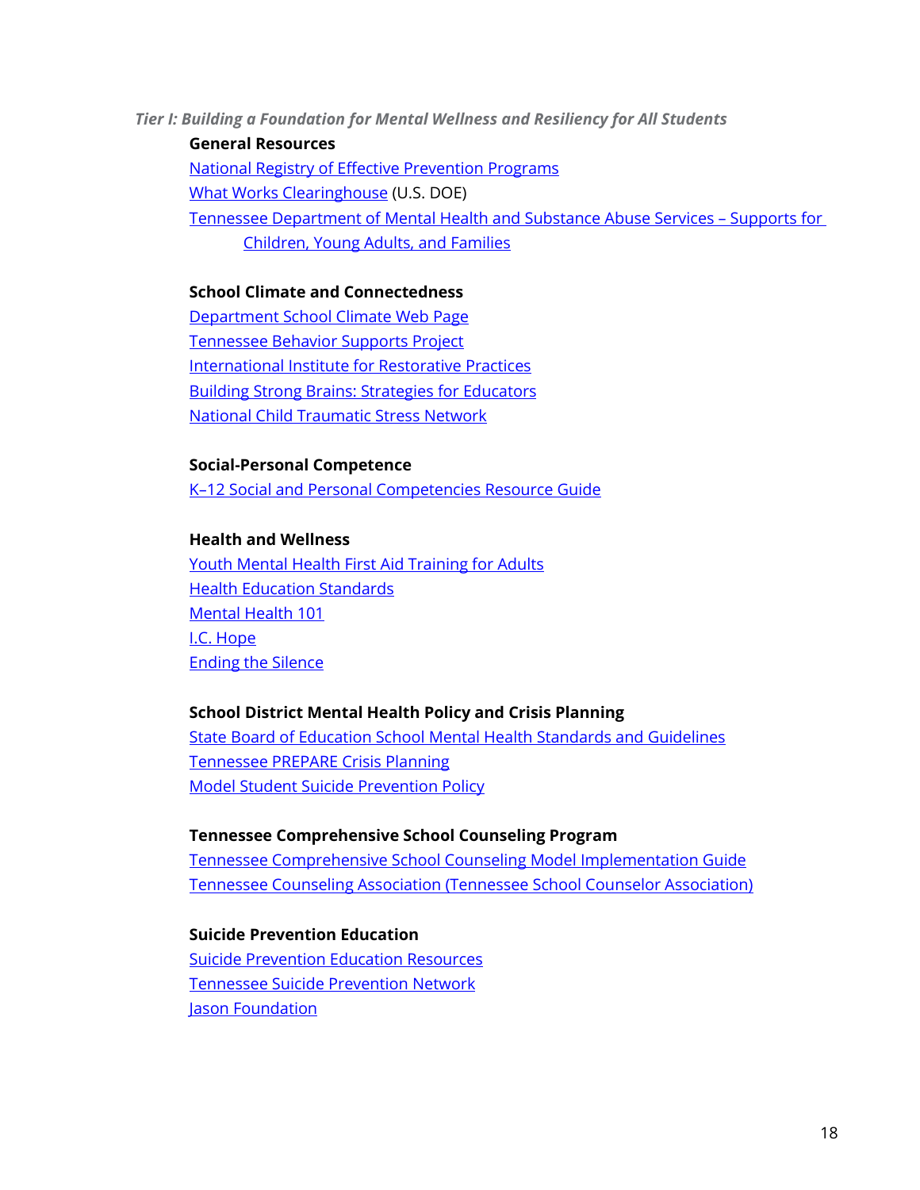*Tier I: Building a Foundation for Mental Wellness and Resiliency for All Students*

**General Resources**

National Registry of Effective Prevention Programs
What Works Clearinghouse (U.S. DOE)
Tennessee Department of Mental Health and Substance Abuse Services – Supports for Children, Young Adults, and Families

**School Climate and Connectedness**

Department School Climate Web Page
Tennessee Behavior Supports Project
International Institute for Restorative Practices
Building Strong Brains: Strategies for Educators
National Child Traumatic Stress Network

**Social-Personal Competence**

K–12 Social and Personal Competencies Resource Guide

**Health and Wellness**

Youth Mental Health First Aid Training for Adults
Health Education Standards
Mental Health 101
I.C. Hope
Ending the Silence

**School District Mental Health Policy and Crisis Planning**

State Board of Education School Mental Health Standards and Guidelines
Tennessee PREPARE Crisis Planning
Model Student Suicide Prevention Policy

**Tennessee Comprehensive School Counseling Program**

Tennessee Comprehensive School Counseling Model Implementation Guide
Tennessee Counseling Association (Tennessee School Counselor Association)

**Suicide Prevention Education**

Suicide Prevention Education Resources
Tennessee Suicide Prevention Network
Jason Foundation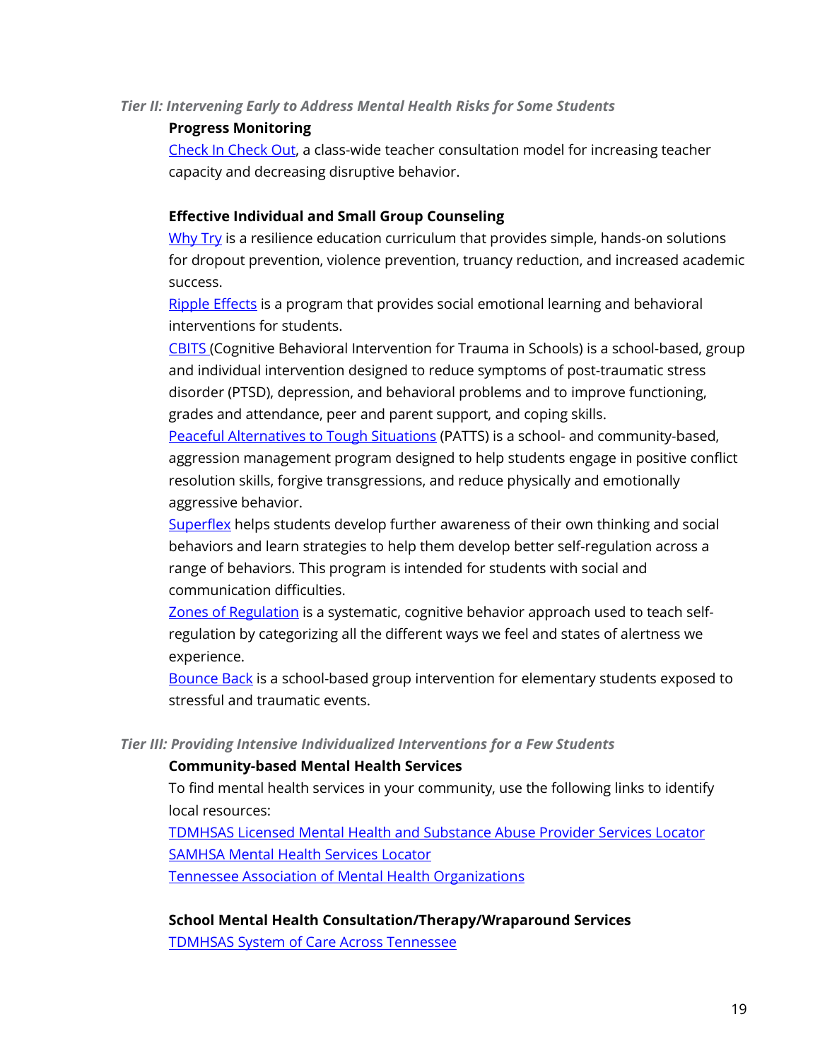*Tier II: Intervening Early to Address Mental Health Risks for Some Students*

**Progress Monitoring**

Check In Check Out, a class-wide teacher consultation model for increasing teacher capacity and decreasing disruptive behavior.

**Effective Individual and Small Group Counseling**

Why Try is a resilience education curriculum that provides simple, hands-on solutions for dropout prevention, violence prevention, truancy reduction, and increased academic success.

Ripple Effects is a program that provides social emotional learning and behavioral interventions for students.

CBITS (Cognitive Behavioral Intervention for Trauma in Schools) is a school-based, group and individual intervention designed to reduce symptoms of post-traumatic stress disorder (PTSD), depression, and behavioral problems and to improve functioning, grades and attendance, peer and parent support, and coping skills.

Peaceful Alternatives to Tough Situations (PATTS) is a school- and community-based, aggression management program designed to help students engage in positive conflict resolution skills, forgive transgressions, and reduce physically and emotionally aggressive behavior.

Superflex helps students develop further awareness of their own thinking and social behaviors and learn strategies to help them develop better self-regulation across a range of behaviors. This program is intended for students with social and communication difficulties.

Zones of Regulation is a systematic, cognitive behavior approach used to teach self-regulation by categorizing all the different ways we feel and states of alertness we experience.

Bounce Back is a school-based group intervention for elementary students exposed to stressful and traumatic events.

*Tier III: Providing Intensive Individualized Interventions for a Few Students*

**Community-based Mental Health Services**

To find mental health services in your community, use the following links to identify local resources:

TDMHSAS Licensed Mental Health and Substance Abuse Provider Services Locator

SAMHSA Mental Health Services Locator

Tennessee Association of Mental Health Organizations

**School Mental Health Consultation/Therapy/Wraparound Services**

TDMHSAS System of Care Across Tennessee